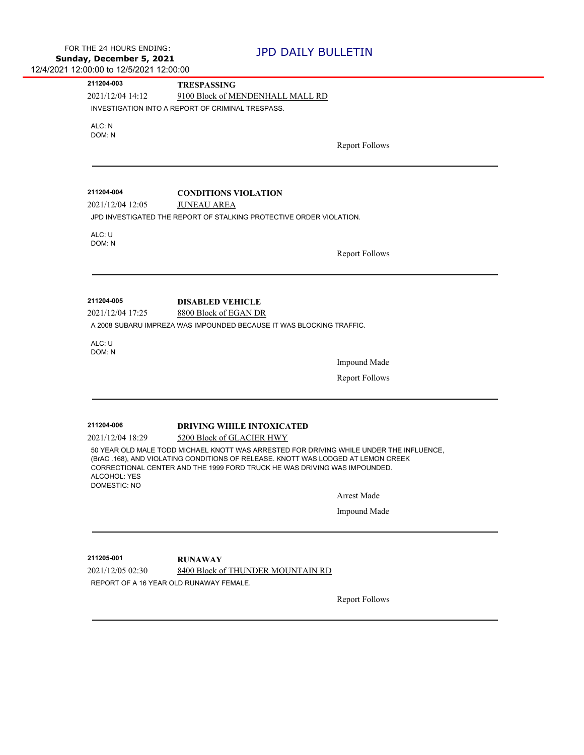FOR THE 24 HOURS ENDING:
**Sunday, December 5, 2021**
12/4/2021 12:00:00 to 12/5/2021 12:00:00

# JPD DAILY BULLETIN

---

**211204-003** **TRESPASSING**
2021/12/04 14:12 9100 Block of MENDENHALL MALL RD

INVESTIGATION INTO A REPORT OF CRIMINAL TRESPASS.

ALC: N
DOM: N

Report Follows

---

**211204-004** **CONDITIONS VIOLATION**
2021/12/04 12:05 JUNEAU AREA

JPD INVESTIGATED THE REPORT OF STALKING PROTECTIVE ORDER VIOLATION.

ALC: U
DOM: N

Report Follows

---

**211204-005** **DISABLED VEHICLE**
2021/12/04 17:25 8800 Block of EGAN DR

A 2008 SUBARU IMPREZA WAS IMPOUNDED BECAUSE IT WAS BLOCKING TRAFFIC.

ALC: U
DOM: N

Impound Made

Report Follows

---

**211204-006** **DRIVING WHILE INTOXICATED**
2021/12/04 18:29 5200 Block of GLACIER HWY

50 YEAR OLD MALE TODD MICHAEL KNOTT WAS ARRESTED FOR DRIVING WHILE UNDER THE INFLUENCE, (BrAC .168), AND VIOLATING CONDITIONS OF RELEASE. KNOTT WAS LODGED AT LEMON CREEK CORRECTIONAL CENTER AND THE 1999 FORD TRUCK HE WAS DRIVING WAS IMPOUNDED.
ALCOHOL: YES
DOMESTIC: NO

Arrest Made

Impound Made

---

**211205-001** **RUNAWAY**
2021/12/05 02:30 8400 Block of THUNDER MOUNTAIN RD

REPORT OF A 16 YEAR OLD RUNAWAY FEMALE.

Report Follows

---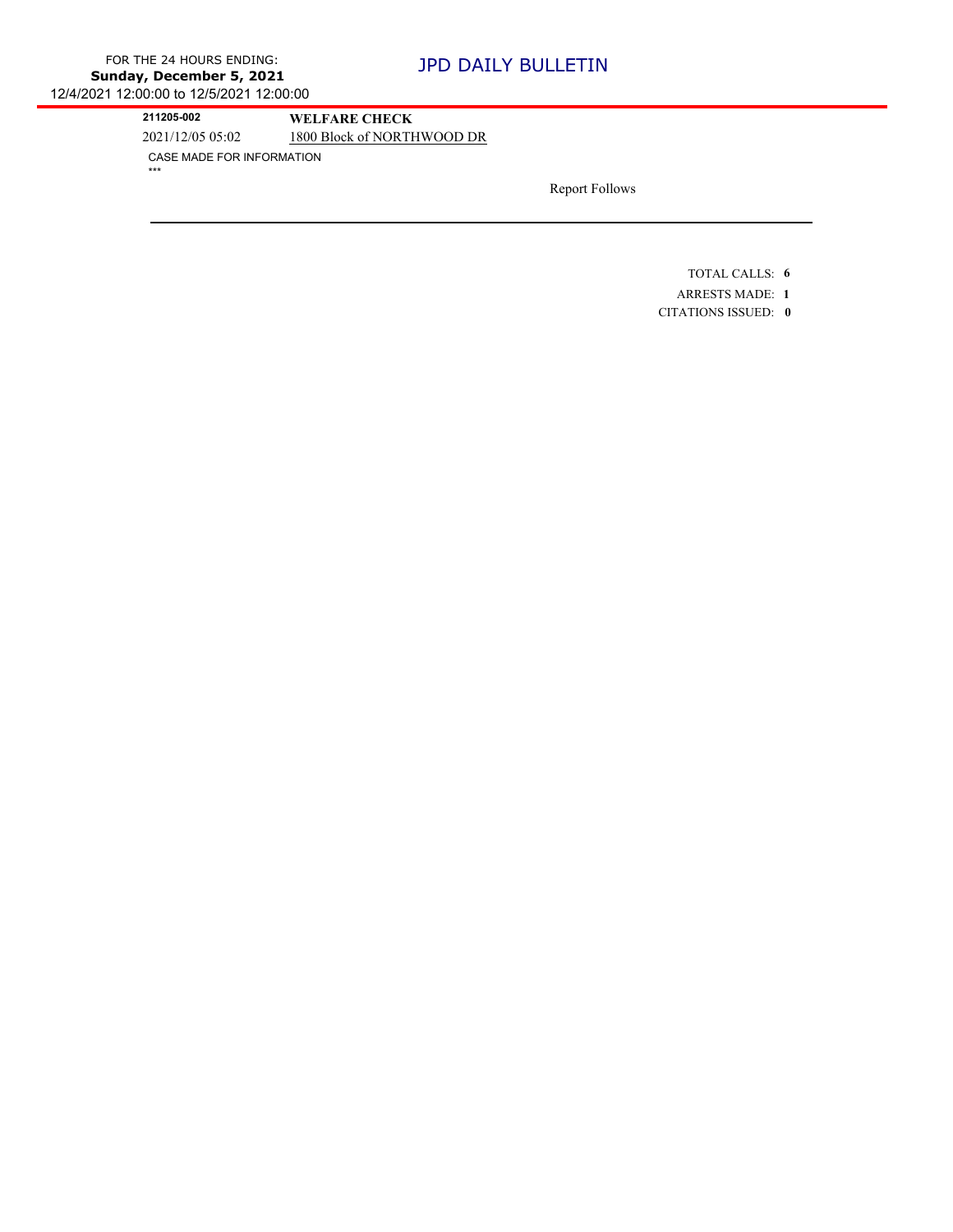FOR THE 24 HOURS ENDING:
**Sunday, December 5, 2021**
12/4/2021 12:00:00 to 12/5/2021 12:00:00

## JPD DAILY BULLETIN

**211205-002** **WELFARE CHECK**
2021/12/05 05:02 1800 Block of NORTHWOOD DR
CASE MADE FOR INFORMATION
***

Report Follows

---

TOTAL CALLS: **6**
ARRESTS MADE: **1**
CITATIONS ISSUED: **0**